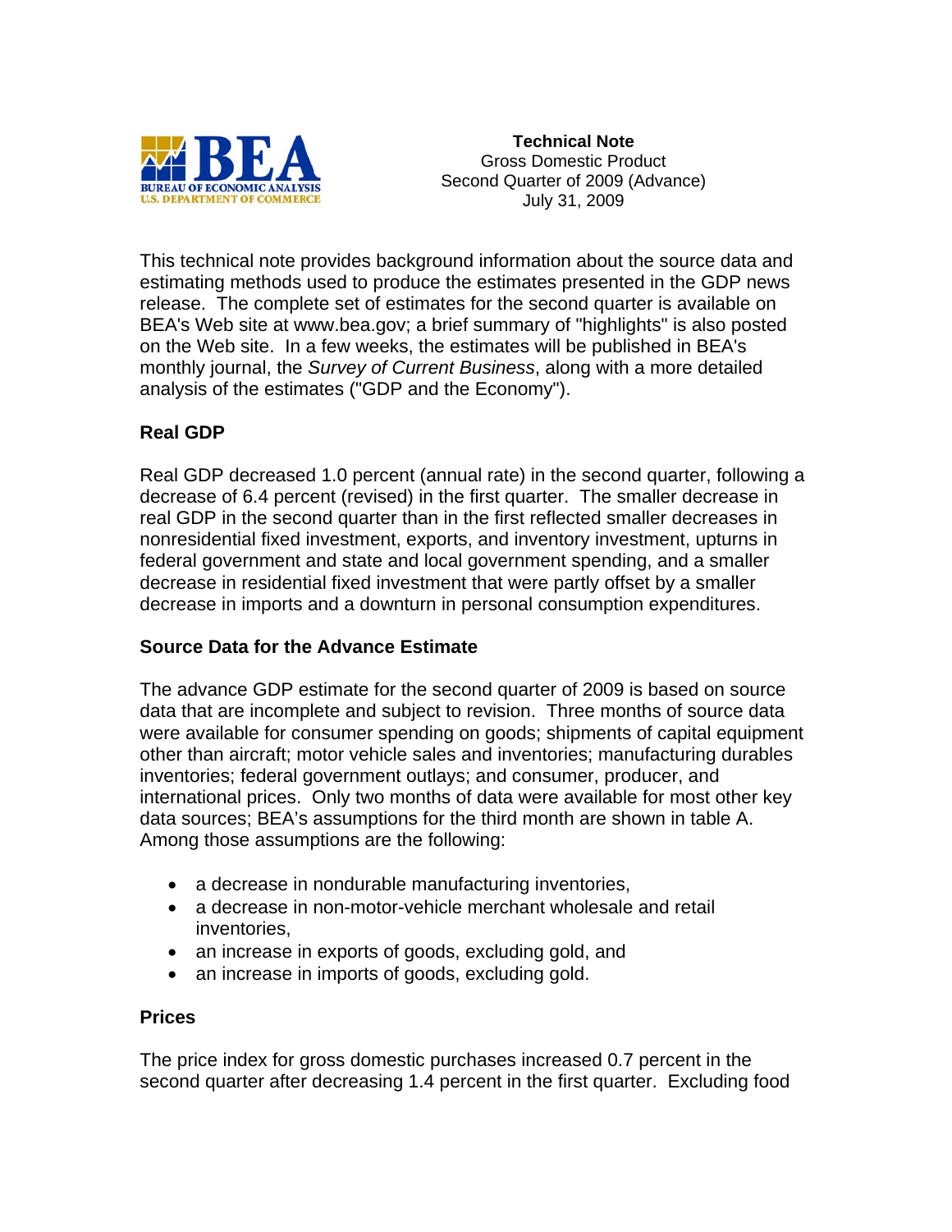**Technical Note**
Gross Domestic Product
Second Quarter of 2009 (Advance)
July 31, 2009

This technical note provides background information about the source data and estimating methods used to produce the estimates presented in the GDP news release. The complete set of estimates for the second quarter is available on BEA's Web site at www.bea.gov; a brief summary of "highlights" is also posted on the Web site. In a few weeks, the estimates will be published in BEA's monthly journal, the *Survey of Current Business*, along with a more detailed analysis of the estimates ("GDP and the Economy").

## Real GDP

Real GDP decreased 1.0 percent (annual rate) in the second quarter, following a decrease of 6.4 percent (revised) in the first quarter. The smaller decrease in real GDP in the second quarter than in the first reflected smaller decreases in nonresidential fixed investment, exports, and inventory investment, upturns in federal government and state and local government spending, and a smaller decrease in residential fixed investment that were partly offset by a smaller decrease in imports and a downturn in personal consumption expenditures.

## Source Data for the Advance Estimate

The advance GDP estimate for the second quarter of 2009 is based on source data that are incomplete and subject to revision. Three months of source data were available for consumer spending on goods; shipments of capital equipment other than aircraft; motor vehicle sales and inventories; manufacturing durables inventories; federal government outlays; and consumer, producer, and international prices. Only two months of data were available for most other key data sources; BEA's assumptions for the third month are shown in table A. Among those assumptions are the following:

- a decrease in nondurable manufacturing inventories,
- a decrease in non-motor-vehicle merchant wholesale and retail inventories,
- an increase in exports of goods, excluding gold, and
- an increase in imports of goods, excluding gold.

## Prices

The price index for gross domestic purchases increased 0.7 percent in the second quarter after decreasing 1.4 percent in the first quarter. Excluding food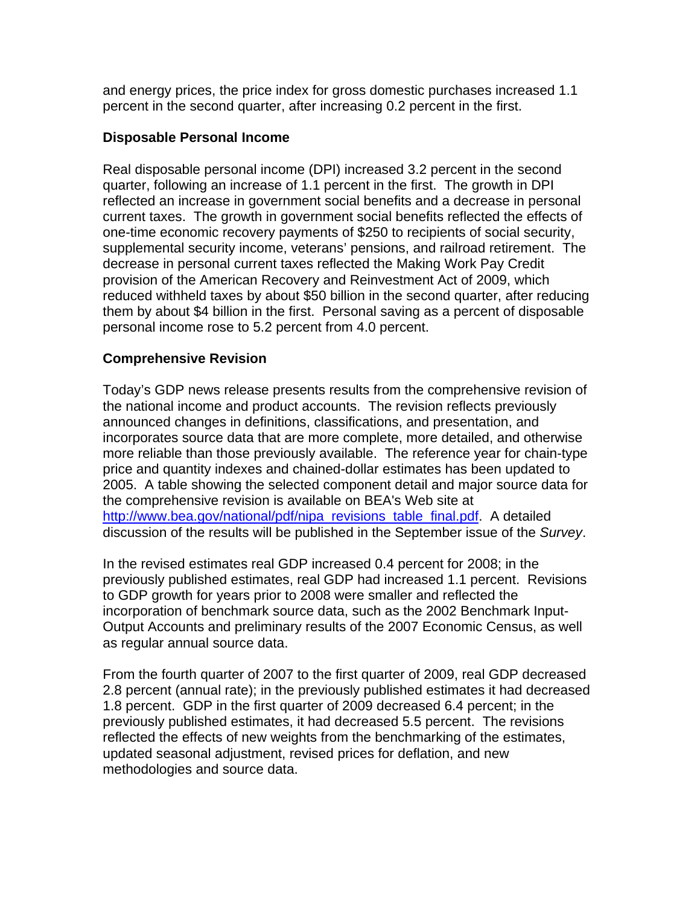and energy prices, the price index for gross domestic purchases increased 1.1 percent in the second quarter, after increasing 0.2 percent in the first.

**Disposable Personal Income**

Real disposable personal income (DPI) increased 3.2 percent in the second quarter, following an increase of 1.1 percent in the first. The growth in DPI reflected an increase in government social benefits and a decrease in personal current taxes. The growth in government social benefits reflected the effects of one-time economic recovery payments of $250 to recipients of social security, supplemental security income, veterans' pensions, and railroad retirement. The decrease in personal current taxes reflected the Making Work Pay Credit provision of the American Recovery and Reinvestment Act of 2009, which reduced withheld taxes by about $50 billion in the second quarter, after reducing them by about $4 billion in the first. Personal saving as a percent of disposable personal income rose to 5.2 percent from 4.0 percent.

**Comprehensive Revision**

Today's GDP news release presents results from the comprehensive revision of the national income and product accounts. The revision reflects previously announced changes in definitions, classifications, and presentation, and incorporates source data that are more complete, more detailed, and otherwise more reliable than those previously available. The reference year for chain-type price and quantity indexes and chained-dollar estimates has been updated to 2005. A table showing the selected component detail and major source data for the comprehensive revision is available on BEA's Web site at http://www.bea.gov/national/pdf/nipa_revisions_table_final.pdf. A detailed discussion of the results will be published in the September issue of the *Survey*.

In the revised estimates real GDP increased 0.4 percent for 2008; in the previously published estimates, real GDP had increased 1.1 percent. Revisions to GDP growth for years prior to 2008 were smaller and reflected the incorporation of benchmark source data, such as the 2002 Benchmark Input-Output Accounts and preliminary results of the 2007 Economic Census, as well as regular annual source data.

From the fourth quarter of 2007 to the first quarter of 2009, real GDP decreased 2.8 percent (annual rate); in the previously published estimates it had decreased 1.8 percent. GDP in the first quarter of 2009 decreased 6.4 percent; in the previously published estimates, it had decreased 5.5 percent. The revisions reflected the effects of new weights from the benchmarking of the estimates, updated seasonal adjustment, revised prices for deflation, and new methodologies and source data.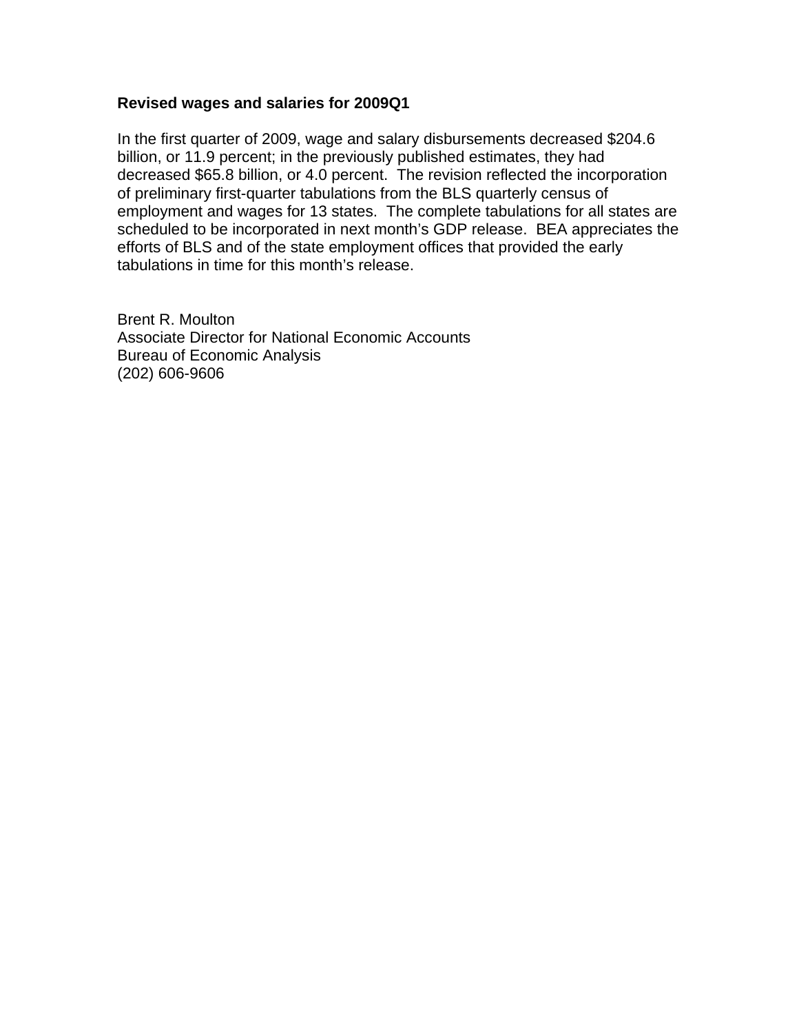**Revised wages and salaries for 2009Q1**

In the first quarter of 2009, wage and salary disbursements decreased $204.6 billion, or 11.9 percent; in the previously published estimates, they had decreased $65.8 billion, or 4.0 percent. The revision reflected the incorporation of preliminary first-quarter tabulations from the BLS quarterly census of employment and wages for 13 states. The complete tabulations for all states are scheduled to be incorporated in next month's GDP release. BEA appreciates the efforts of BLS and of the state employment offices that provided the early tabulations in time for this month's release.

Brent R. Moulton
Associate Director for National Economic Accounts
Bureau of Economic Analysis
(202) 606-9606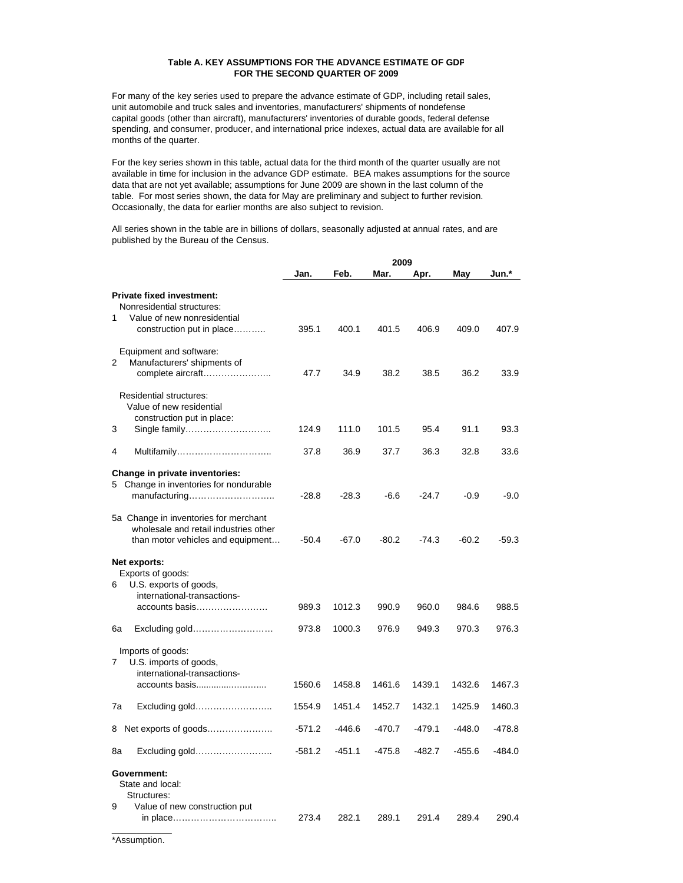**Table A. KEY ASSUMPTIONS FOR THE ADVANCE ESTIMATE OF GDP FOR THE SECOND QUARTER OF 2009**

For many of the key series used to prepare the advance estimate of GDP, including retail sales, unit automobile and truck sales and inventories, manufacturers' shipments of nondefense capital goods (other than aircraft), manufacturers' inventories of durable goods, federal defense spending, and consumer, producer, and international price indexes, actual data are available for all months of the quarter.

For the key series shown in this table, actual data for the third month of the quarter usually are not available in time for inclusion in the advance GDP estimate. BEA makes assumptions for the source data that are not yet available; assumptions for June 2009 are shown in the last column of the table. For most series shown, the data for May are preliminary and subject to further revision. Occasionally, the data for earlier months are also subject to revision.

All series shown in the table are in billions of dollars, seasonally adjusted at annual rates, and are published by the Bureau of the Census.

| | 2009 | | | | | |
|---|---|---|---|---|---|---|
| | Jan. | Feb. | Mar. | Apr. | May | Jun.* |
| **Private fixed investment:** | | | | | | |
| Nonresidential structures: | | | | | | |
| 1 Value of new nonresidential construction put in place……….. | 395.1 | 400.1 | 401.5 | 406.9 | 409.0 | 407.9 |
| Equipment and software: | | | | | | |
| 2 Manufacturers' shipments of complete aircraft………………….. | 47.7 | 34.9 | 38.2 | 38.5 | 36.2 | 33.9 |
| Residential structures: | | | | | | |
| Value of new residential construction put in place: | | | | | | |
| 3 Single family……………………….. | 124.9 | 111.0 | 101.5 | 95.4 | 91.1 | 93.3 |
| 4 Multifamily………………………….. | 37.8 | 36.9 | 37.7 | 36.3 | 32.8 | 33.6 |
| **Change in private inventories:** | | | | | | |
| 5 Change in inventories for nondurable manufacturing……………………….. | -28.8 | -28.3 | -6.6 | -24.7 | -0.9 | -9.0 |
| 5a Change in inventories for merchant wholesale and retail industries other than motor vehicles and equipment… | -50.4 | -67.0 | -80.2 | -74.3 | -60.2 | -59.3 |
| **Net exports:** | | | | | | |
| Exports of goods: | | | | | | |
| 6 U.S. exports of goods, international-transactions-accounts basis…………………… | 989.3 | 1012.3 | 990.9 | 960.0 | 984.6 | 988.5 |
| 6a Excluding gold……………………… | 973.8 | 1000.3 | 976.9 | 949.3 | 970.3 | 976.3 |
| Imports of goods: | | | | | | |
| 7 U.S. imports of goods, international-transactions-accounts basis............……….... | 1560.6 | 1458.8 | 1461.6 | 1439.1 | 1432.6 | 1467.3 |
| 7a Excluding gold…………………….. | 1554.9 | 1451.4 | 1452.7 | 1432.1 | 1425.9 | 1460.3 |
| 8 Net exports of goods………………… | -571.2 | -446.6 | -470.7 | -479.1 | -448.0 | -478.8 |
| 8a Excluding gold…………………….. | -581.2 | -451.1 | -475.8 | -482.7 | -455.6 | -484.0 |
| **Government:** | | | | | | |
| State and local: | | | | | | |
| Structures: | | | | | | |
| 9 Value of new construction put in place…………………………….. | 273.4 | 282.1 | 289.1 | 291.4 | 289.4 | 290.4 |

*Assumption.